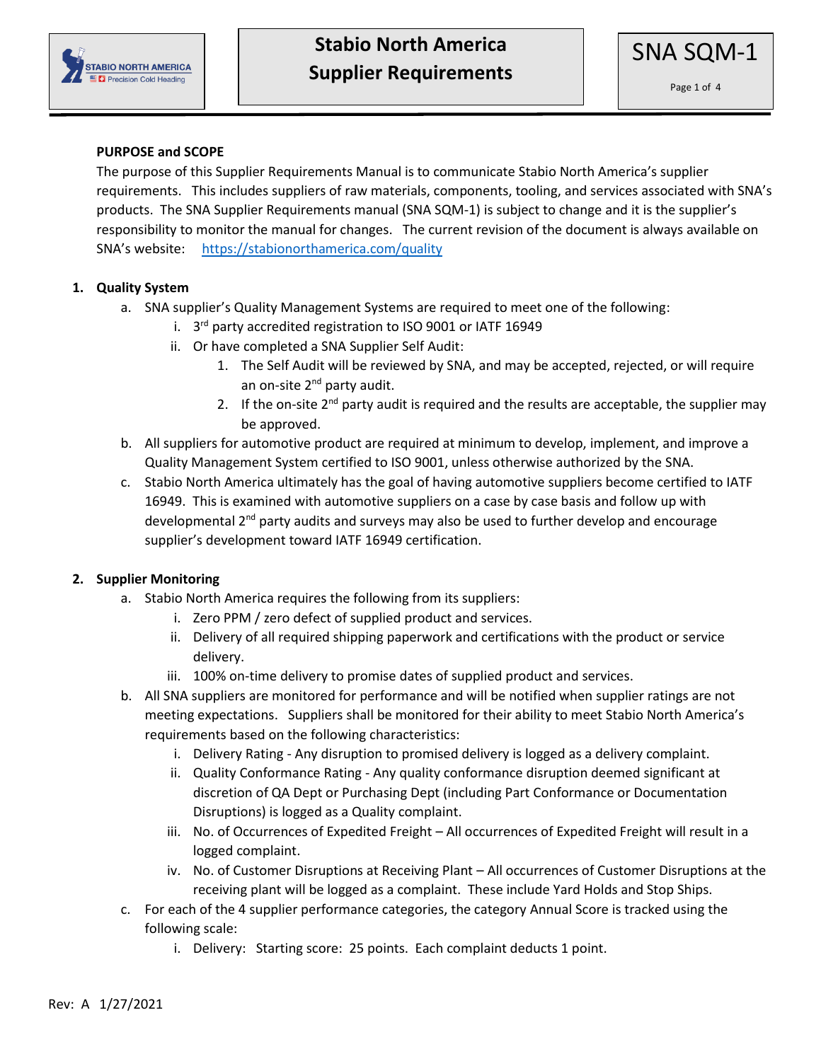# Stabio North America Supplier Requirements

SNA SQM-1

**PURPOSE and SCOPE**

The purpose of this Supplier Requirements Manual is to communicate Stabio North America's supplier requirements. This includes suppliers of raw materials, components, tooling, and services associated with SNA's products. The SNA Supplier Requirements manual (SNA SQM-1) is subject to change and it is the supplier's responsibility to monitor the manual for changes. The current revision of the document is always available on SNA's website: https://stabionorthamerica.com/quality

1. **Quality System**
   a. SNA supplier's Quality Management Systems are required to meet one of the following:
      i. 3rd party accredited registration to ISO 9001 or IATF 16949
      ii. Or have completed a SNA Supplier Self Audit:
         1. The Self Audit will be reviewed by SNA, and may be accepted, rejected, or will require an on-site 2nd party audit.
         2. If the on-site 2nd party audit is required and the results are acceptable, the supplier may be approved.

   b. All suppliers for automotive product are required at minimum to develop, implement, and improve a Quality Management System certified to ISO 9001, unless otherwise authorized by the SNA.

   c. Stabio North America ultimately has the goal of having automotive suppliers become certified to IATF 16949. This is examined with automotive suppliers on a case by case basis and follow up with developmental 2nd party audits and surveys may also be used to further develop and encourage supplier's development toward IATF 16949 certification.

2. **Supplier Monitoring**
   a. Stabio North America requires the following from its suppliers:
      i. Zero PPM / zero defect of supplied product and services.
      ii. Delivery of all required shipping paperwork and certifications with the product or service delivery.
      iii. 100% on-time delivery to promise dates of supplied product and services.

   b. All SNA suppliers are monitored for performance and will be notified when supplier ratings are not meeting expectations. Suppliers shall be monitored for their ability to meet Stabio North America's requirements based on the following characteristics:
      i. Delivery Rating - Any disruption to promised delivery is logged as a delivery complaint.
      ii. Quality Conformance Rating - Any quality conformance disruption deemed significant at discretion of QA Dept or Purchasing Dept (including Part Conformance or Documentation Disruptions) is logged as a Quality complaint.
      iii. No. of Occurrences of Expedited Freight – All occurrences of Expedited Freight will result in a logged complaint.
      iv. No. of Customer Disruptions at Receiving Plant – All occurrences of Customer Disruptions at the receiving plant will be logged as a complaint. These include Yard Holds and Stop Ships.

   c. For each of the 4 supplier performance categories, the category Annual Score is tracked using the following scale:
      i. Delivery: Starting score: 25 points. Each complaint deducts 1 point.

Rev: A 1/27/2021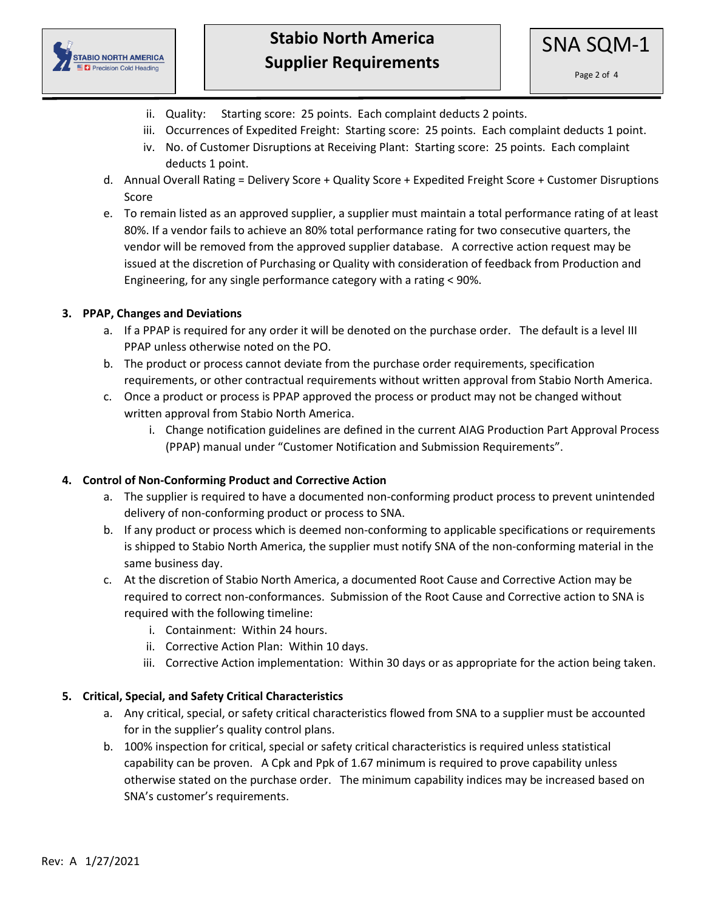ii. Quality: Starting score: 25 points. Each complaint deducts 2 points.
   iii. Occurrences of Expedited Freight: Starting score: 25 points. Each complaint deducts 1 point.
   iv. No. of Customer Disruptions at Receiving Plant: Starting score: 25 points. Each complaint deducts 1 point.

d. Annual Overall Rating = Delivery Score + Quality Score + Expedited Freight Score + Customer Disruptions Score

e. To remain listed as an approved supplier, a supplier must maintain a total performance rating of at least 80%. If a vendor fails to achieve an 80% total performance rating for two consecutive quarters, the vendor will be removed from the approved supplier database. A corrective action request may be issued at the discretion of Purchasing or Quality with consideration of feedback from Production and Engineering, for any single performance category with a rating < 90%.

**3. PPAP, Changes and Deviations**

a. If a PPAP is required for any order it will be denoted on the purchase order. The default is a level III PPAP unless otherwise noted on the PO.

b. The product or process cannot deviate from the purchase order requirements, specification requirements, or other contractual requirements without written approval from Stabio North America.

c. Once a product or process is PPAP approved the process or product may not be changed without written approval from Stabio North America.
   i. Change notification guidelines are defined in the current AIAG Production Part Approval Process (PPAP) manual under "Customer Notification and Submission Requirements".

**4. Control of Non-Conforming Product and Corrective Action**

a. The supplier is required to have a documented non-conforming product process to prevent unintended delivery of non-conforming product or process to SNA.

b. If any product or process which is deemed non-conforming to applicable specifications or requirements is shipped to Stabio North America, the supplier must notify SNA of the non-conforming material in the same business day.

c. At the discretion of Stabio North America, a documented Root Cause and Corrective Action may be required to correct non-conformances. Submission of the Root Cause and Corrective action to SNA is required with the following timeline:
   i. Containment: Within 24 hours.
   ii. Corrective Action Plan: Within 10 days.
   iii. Corrective Action implementation: Within 30 days or as appropriate for the action being taken.

**5. Critical, Special, and Safety Critical Characteristics**

a. Any critical, special, or safety critical characteristics flowed from SNA to a supplier must be accounted for in the supplier's quality control plans.

b. 100% inspection for critical, special or safety critical characteristics is required unless statistical capability can be proven. A Cpk and Ppk of 1.67 minimum is required to prove capability unless otherwise stated on the purchase order. The minimum capability indices may be increased based on SNA's customer's requirements.

Rev: A 1/27/2021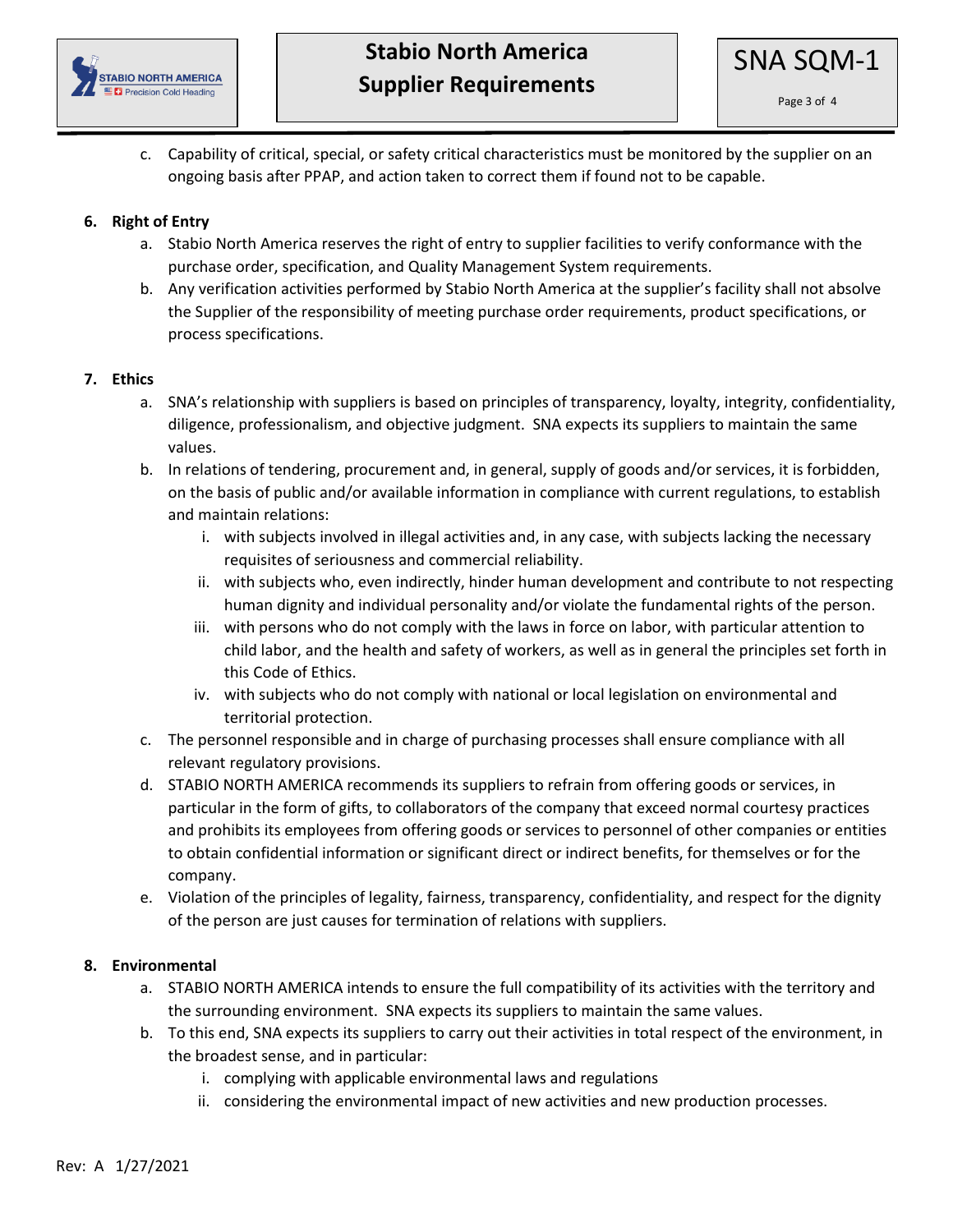c. Capability of critical, special, or safety critical characteristics must be monitored by the supplier on an ongoing basis after PPAP, and action taken to correct them if found not to be capable.

**6. Right of Entry**

a. Stabio North America reserves the right of entry to supplier facilities to verify conformance with the purchase order, specification, and Quality Management System requirements.

b. Any verification activities performed by Stabio North America at the supplier's facility shall not absolve the Supplier of the responsibility of meeting purchase order requirements, product specifications, or process specifications.

**7. Ethics**

a. SNA's relationship with suppliers is based on principles of transparency, loyalty, integrity, confidentiality, diligence, professionalism, and objective judgment. SNA expects its suppliers to maintain the same values.

b. In relations of tendering, procurement and, in general, supply of goods and/or services, it is forbidden, on the basis of public and/or available information in compliance with current regulations, to establish and maintain relations:

   i. with subjects involved in illegal activities and, in any case, with subjects lacking the necessary requisites of seriousness and commercial reliability.

   ii. with subjects who, even indirectly, hinder human development and contribute to not respecting human dignity and individual personality and/or violate the fundamental rights of the person.

   iii. with persons who do not comply with the laws in force on labor, with particular attention to child labor, and the health and safety of workers, as well as in general the principles set forth in this Code of Ethics.

   iv. with subjects who do not comply with national or local legislation on environmental and territorial protection.

c. The personnel responsible and in charge of purchasing processes shall ensure compliance with all relevant regulatory provisions.

d. STABIO NORTH AMERICA recommends its suppliers to refrain from offering goods or services, in particular in the form of gifts, to collaborators of the company that exceed normal courtesy practices and prohibits its employees from offering goods or services to personnel of other companies or entities to obtain confidential information or significant direct or indirect benefits, for themselves or for the company.

e. Violation of the principles of legality, fairness, transparency, confidentiality, and respect for the dignity of the person are just causes for termination of relations with suppliers.

**8. Environmental**

a. STABIO NORTH AMERICA intends to ensure the full compatibility of its activities with the territory and the surrounding environment. SNA expects its suppliers to maintain the same values.

b. To this end, SNA expects its suppliers to carry out their activities in total respect of the environment, in the broadest sense, and in particular:

   i. complying with applicable environmental laws and regulations

   ii. considering the environmental impact of new activities and new production processes.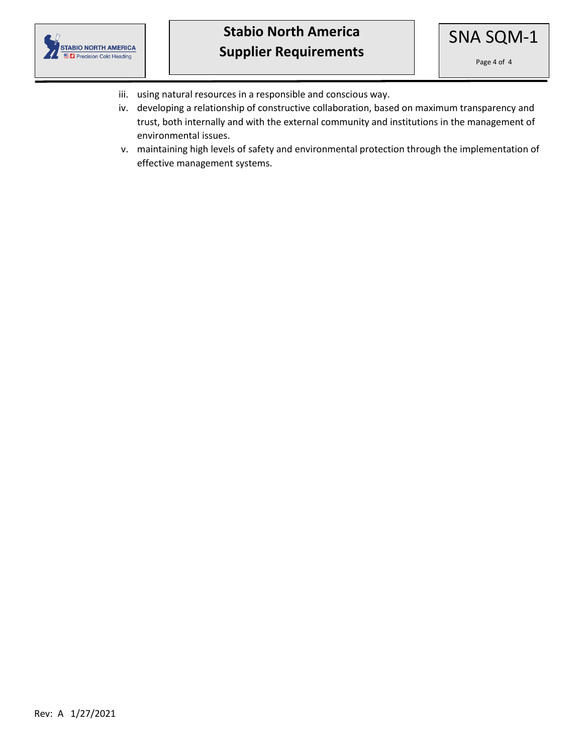iii. using natural resources in a responsible and conscious way.

iv. developing a relationship of constructive collaboration, based on maximum transparency and trust, both internally and with the external community and institutions in the management of environmental issues.

v. maintaining high levels of safety and environmental protection through the implementation of effective management systems.